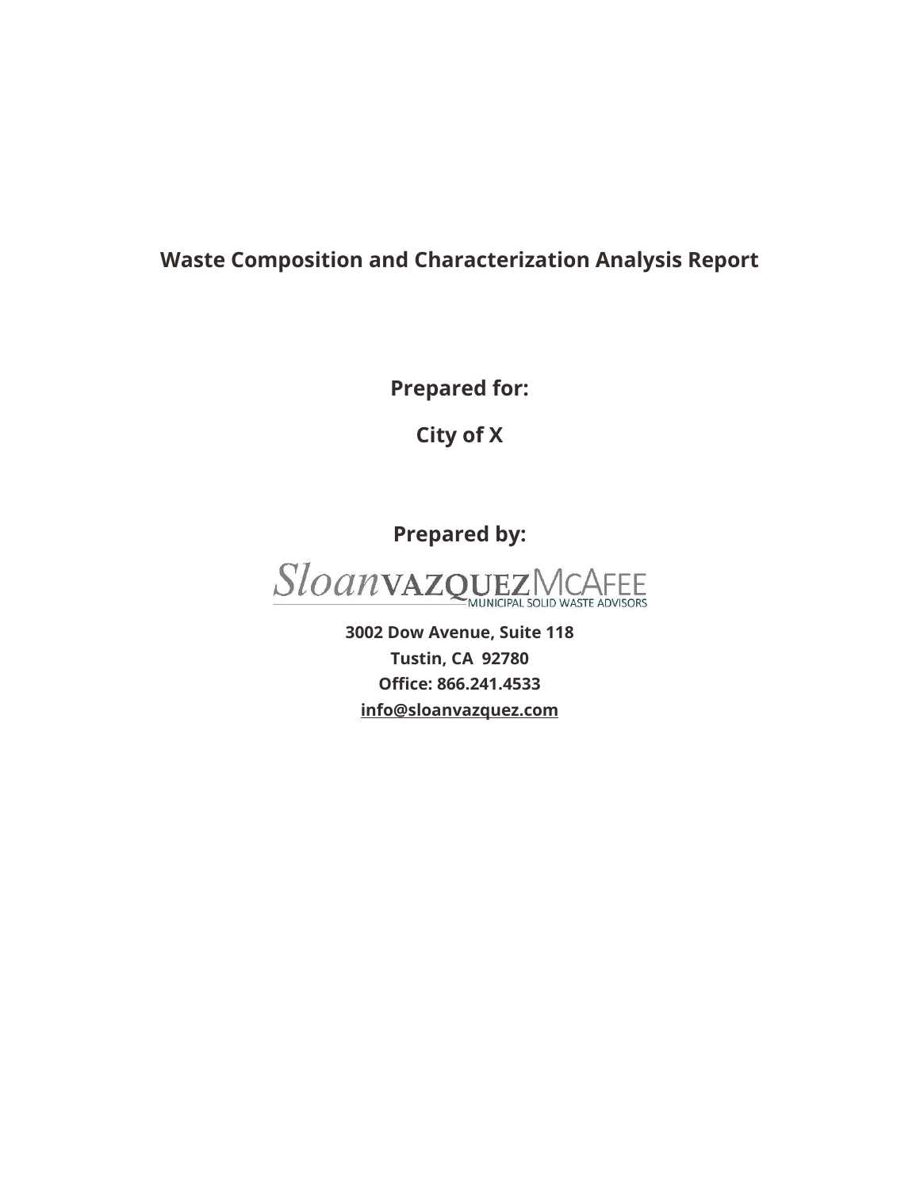# Waste Composition and Characterization Analysis Report

**Prepared for:**

**City of X**

**Prepared by:**

SloanVAZQUEZMCAFEE
MUNICIPAL SOLID WASTE ADVISORS

**3002 Dow Avenue, Suite 118**
**Tustin, CA 92780**
**Office: 866.241.4533**
**info@sloanvazquez.com**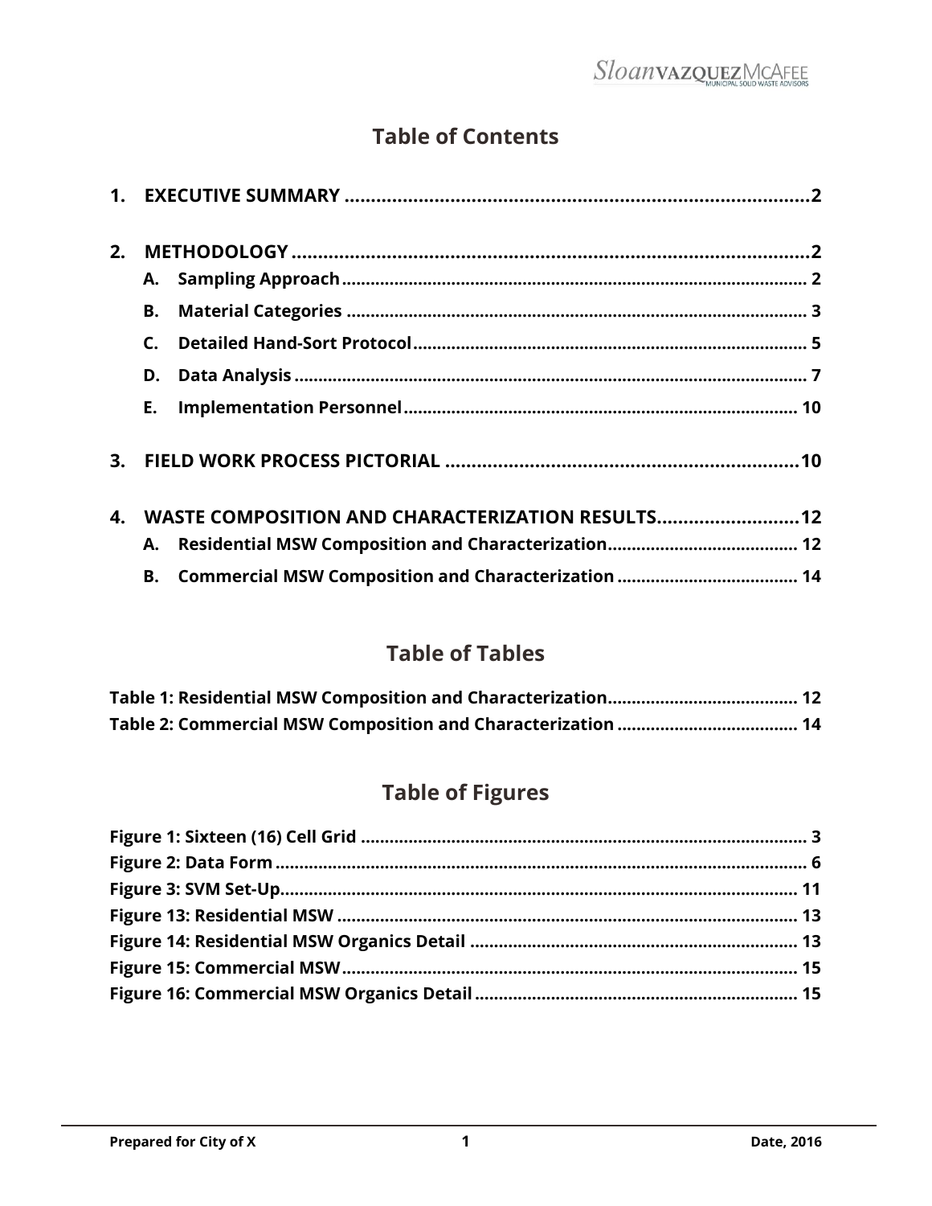# Table of Contents

**1. EXECUTIVE SUMMARY** ........................................ **2**

**2. METHODOLOGY** ........................................ **2**

- **A. Sampling Approach** ........................................ **2**
- **B. Material Categories** ........................................ **3**
- **C. Detailed Hand-Sort Protocol** ........................................ **5**
- **D. Data Analysis** ........................................ **7**
- **E. Implementation Personnel** ........................................ **10**

**3. FIELD WORK PROCESS PICTORIAL** ........................................ **10**

**4. WASTE COMPOSITION AND CHARACTERIZATION RESULTS** ........................................ **12**

- **A. Residential MSW Composition and Characterization** ........................................ **12**
- **B. Commercial MSW Composition and Characterization** ........................................ **14**

# Table of Tables

**Table 1: Residential MSW Composition and Characterization** ........................................ **12**
**Table 2: Commercial MSW Composition and Characterization** ........................................ **14**

# Table of Figures

**Figure 1: Sixteen (16) Cell Grid** ........................................ **3**
**Figure 2: Data Form** ........................................ **6**
**Figure 3: SVM Set-Up** ........................................ **11**
**Figure 13: Residential MSW** ........................................ **13**
**Figure 14: Residential MSW Organics Detail** ........................................ **13**
**Figure 15: Commercial MSW** ........................................ **15**
**Figure 16: Commercial MSW Organics Detail** ........................................ **15**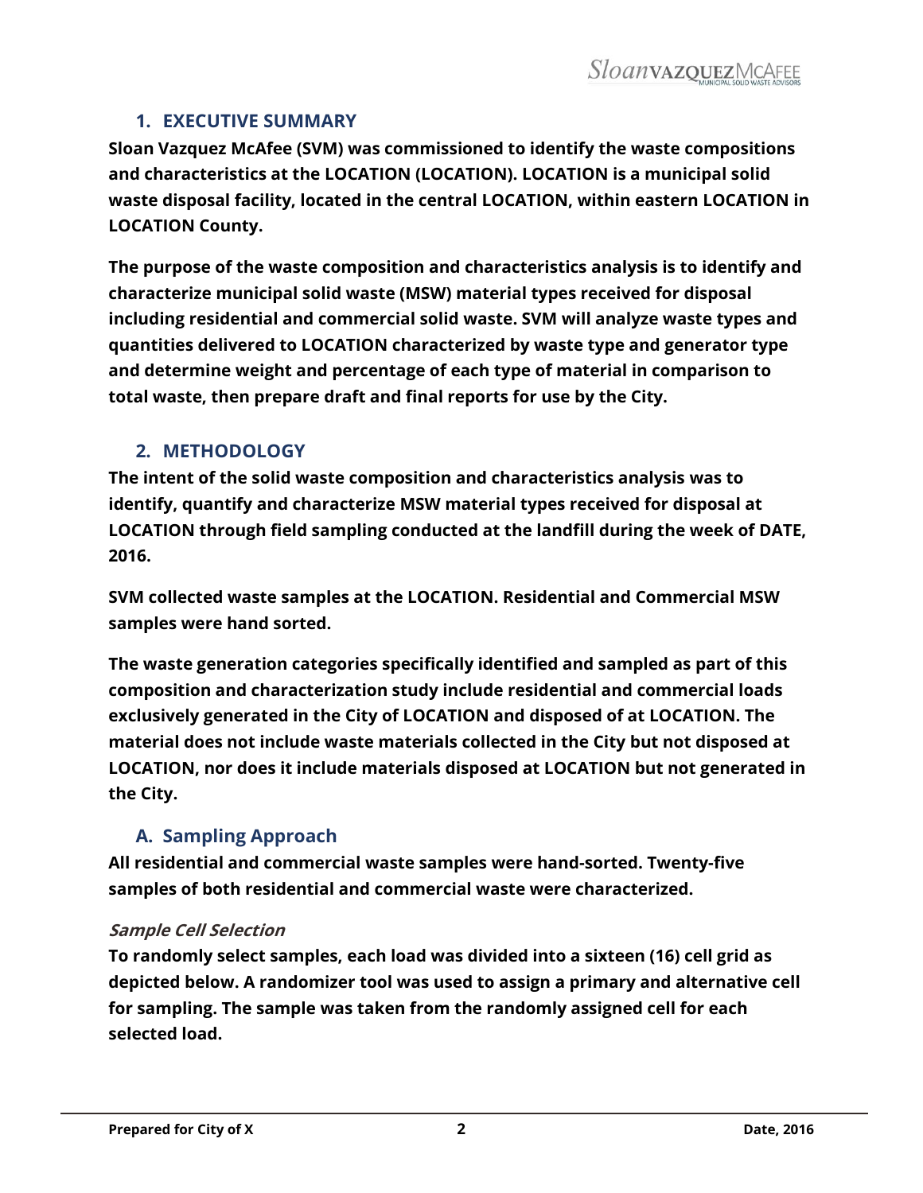## 1. EXECUTIVE SUMMARY

**Sloan Vazquez McAfee (SVM) was commissioned to identify the waste compositions and characteristics at the LOCATION (LOCATION). LOCATION is a municipal solid waste disposal facility, located in the central LOCATION, within eastern LOCATION in LOCATION County.**

**The purpose of the waste composition and characteristics analysis is to identify and characterize municipal solid waste (MSW) material types received for disposal including residential and commercial solid waste. SVM will analyze waste types and quantities delivered to LOCATION characterized by waste type and generator type and determine weight and percentage of each type of material in comparison to total waste, then prepare draft and final reports for use by the City.**

## 2. METHODOLOGY

**The intent of the solid waste composition and characteristics analysis was to identify, quantify and characterize MSW material types received for disposal at LOCATION through field sampling conducted at the landfill during the week of DATE, 2016.**

**SVM collected waste samples at the LOCATION. Residential and Commercial MSW samples were hand sorted.**

**The waste generation categories specifically identified and sampled as part of this composition and characterization study include residential and commercial loads exclusively generated in the City of LOCATION and disposed of at LOCATION. The material does not include waste materials collected in the City but not disposed at LOCATION, nor does it include materials disposed at LOCATION but not generated in the City.**

### A. Sampling Approach

**All residential and commercial waste samples were hand-sorted. Twenty-five samples of both residential and commercial waste were characterized.**

#### *Sample Cell Selection*

**To randomly select samples, each load was divided into a sixteen (16) cell grid as depicted below. A randomizer tool was used to assign a primary and alternative cell for sampling. The sample was taken from the randomly assigned cell for each selected load.**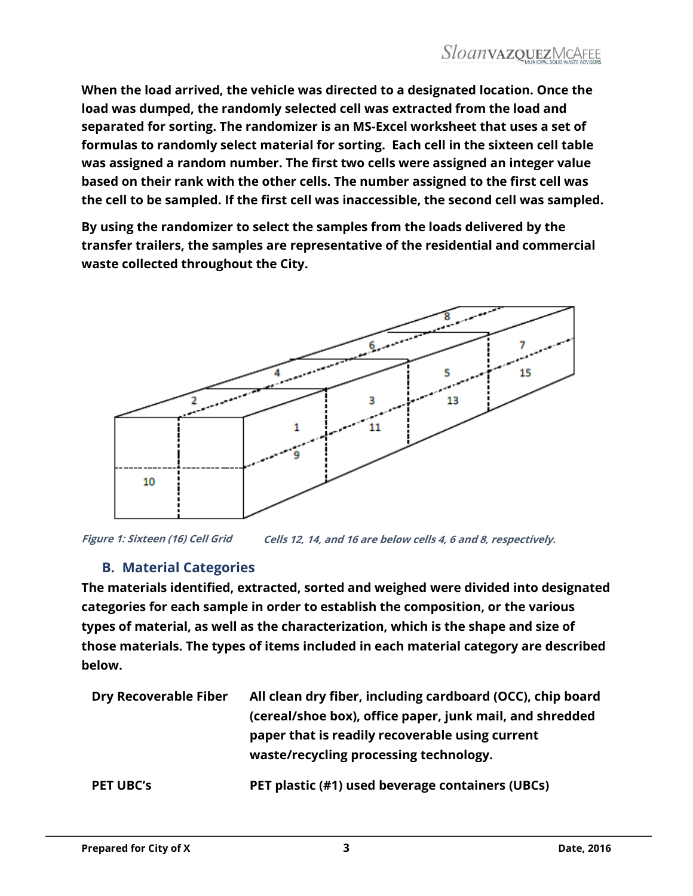When the load arrived, the vehicle was directed to a designated location. Once the load was dumped, the randomly selected cell was extracted from the load and separated for sorting. The randomizer is an MS-Excel worksheet that uses a set of formulas to randomly select material for sorting. Each cell in the sixteen cell table was assigned a random number. The first two cells were assigned an integer value based on their rank with the other cells. The number assigned to the first cell was the cell to be sampled. If the first cell was inaccessible, the second cell was sampled.

By using the randomizer to select the samples from the loads delivered by the transfer trailers, the samples are representative of the residential and commercial waste collected throughout the City.

*Figure 1: Sixteen (16) Cell Grid* *Cells 12, 14, and 16 are below cells 4, 6 and 8, respectively.*

### B. Material Categories

The materials identified, extracted, sorted and weighed were divided into designated categories for each sample in order to establish the composition, or the various types of material, as well as the characterization, which is the shape and size of those materials. The types of items included in each material category are described below.

| | |
|---|---|
| **Dry Recoverable Fiber** | All clean dry fiber, including cardboard (OCC), chip board (cereal/shoe box), office paper, junk mail, and shredded paper that is readily recoverable using current waste/recycling processing technology. |
| **PET UBC's** | PET plastic (#1) used beverage containers (UBCs) |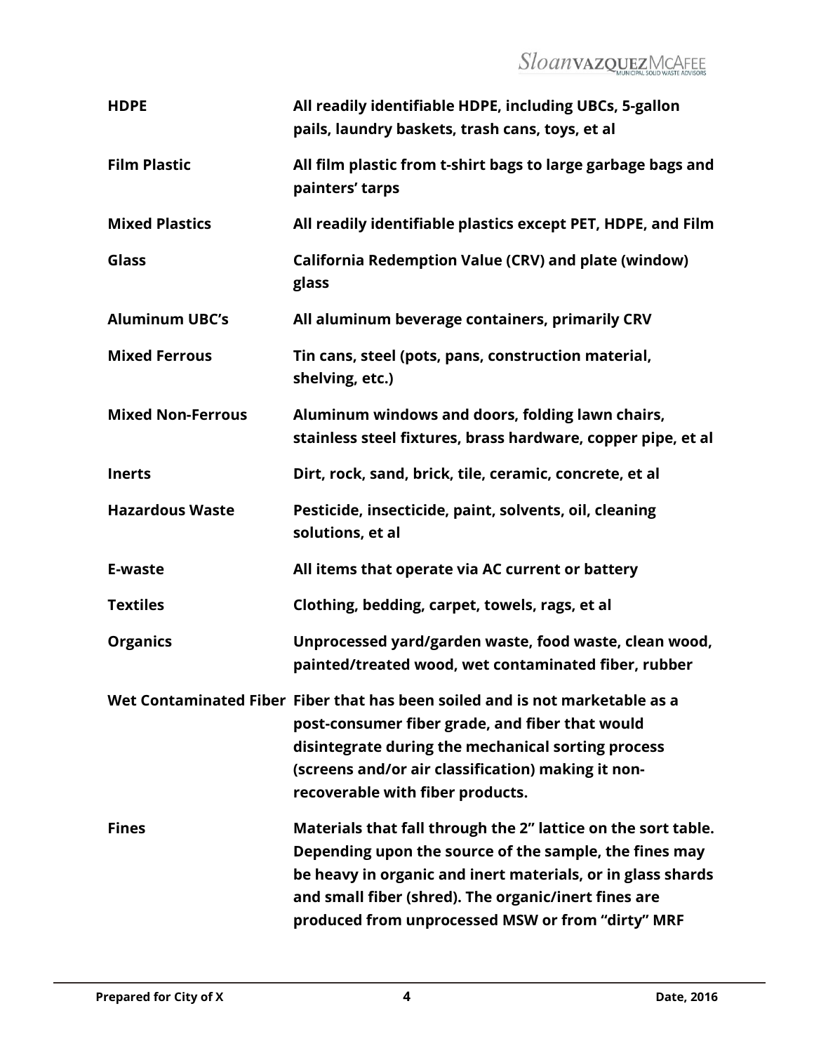| | |
|---|---|
| **HDPE** | **All readily identifiable HDPE, including UBCs, 5-gallon pails, laundry baskets, trash cans, toys, et al** |
| **Film Plastic** | **All film plastic from t-shirt bags to large garbage bags and painters' tarps** |
| **Mixed Plastics** | **All readily identifiable plastics except PET, HDPE, and Film** |
| **Glass** | **California Redemption Value (CRV) and plate (window) glass** |
| **Aluminum UBC's** | **All aluminum beverage containers, primarily CRV** |
| **Mixed Ferrous** | **Tin cans, steel (pots, pans, construction material, shelving, etc.)** |
| **Mixed Non-Ferrous** | **Aluminum windows and doors, folding lawn chairs, stainless steel fixtures, brass hardware, copper pipe, et al** |
| **Inerts** | **Dirt, rock, sand, brick, tile, ceramic, concrete, et al** |
| **Hazardous Waste** | **Pesticide, insecticide, paint, solvents, oil, cleaning solutions, et al** |
| **E-waste** | **All items that operate via AC current or battery** |
| **Textiles** | **Clothing, bedding, carpet, towels, rags, et al** |
| **Organics** | **Unprocessed yard/garden waste, food waste, clean wood, painted/treated wood, wet contaminated fiber, rubber** |
| **Wet Contaminated Fiber** | **Fiber that has been soiled and is not marketable as a post-consumer fiber grade, and fiber that would disintegrate during the mechanical sorting process (screens and/or air classification) making it non-recoverable with fiber products.** |
| **Fines** | **Materials that fall through the 2" lattice on the sort table. Depending upon the source of the sample, the fines may be heavy in organic and inert materials, or in glass shards and small fiber (shred). The organic/inert fines are produced from unprocessed MSW or from "dirty" MRF** |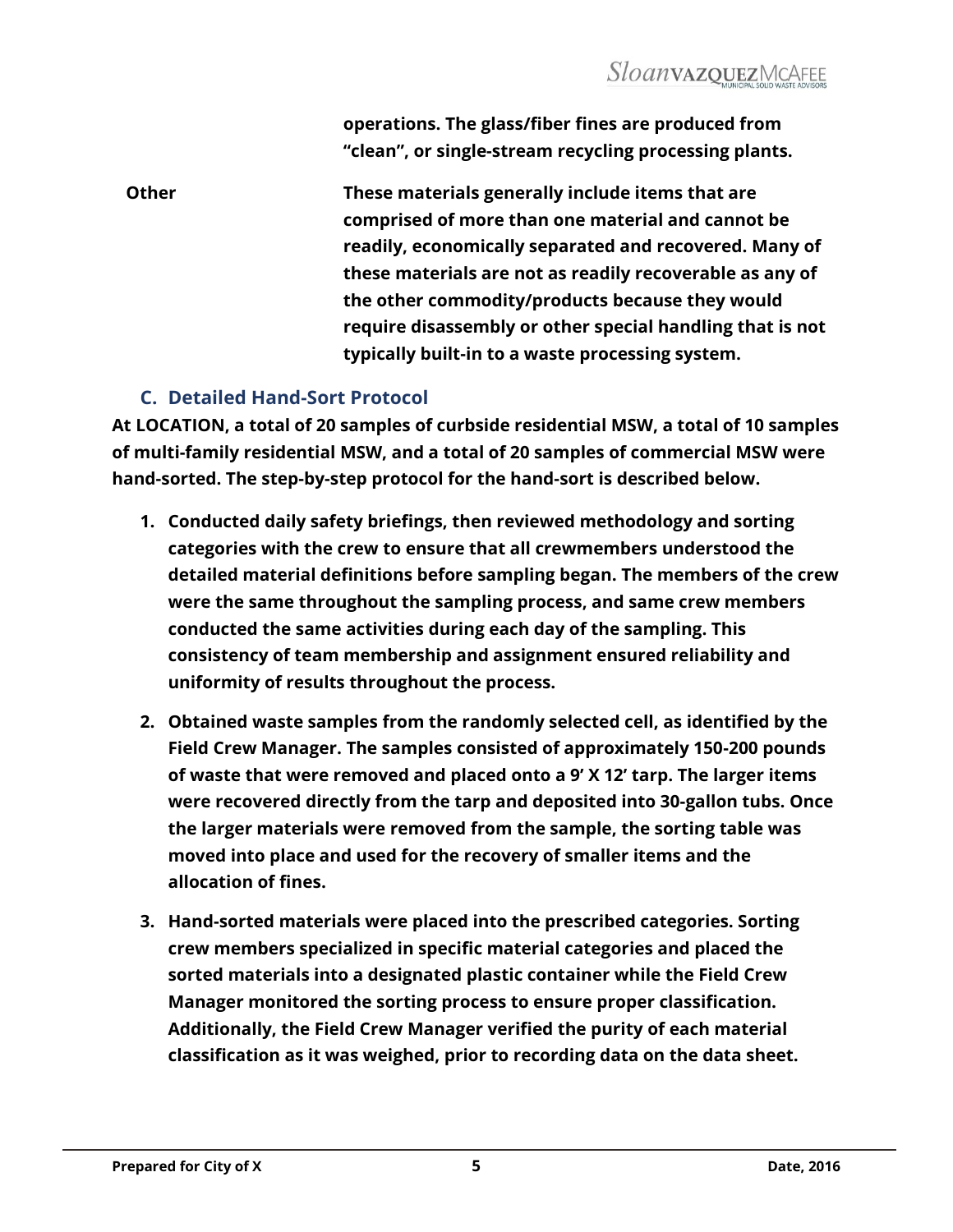operations. The glass/fiber fines are produced from "clean", or single-stream recycling processing plants.

**Other** These materials generally include items that are comprised of more than one material and cannot be readily, economically separated and recovered. Many of these materials are not as readily recoverable as any of the other commodity/products because they would require disassembly or other special handling that is not typically built-in to a waste processing system.

### C. Detailed Hand-Sort Protocol

At LOCATION, a total of 20 samples of curbside residential MSW, a total of 10 samples of multi-family residential MSW, and a total of 20 samples of commercial MSW were hand-sorted. The step-by-step protocol for the hand-sort is described below.

1. Conducted daily safety briefings, then reviewed methodology and sorting categories with the crew to ensure that all crewmembers understood the detailed material definitions before sampling began. The members of the crew were the same throughout the sampling process, and same crew members conducted the same activities during each day of the sampling. This consistency of team membership and assignment ensured reliability and uniformity of results throughout the process.

2. Obtained waste samples from the randomly selected cell, as identified by the Field Crew Manager. The samples consisted of approximately 150-200 pounds of waste that were removed and placed onto a 9' X 12' tarp. The larger items were recovered directly from the tarp and deposited into 30-gallon tubs. Once the larger materials were removed from the sample, the sorting table was moved into place and used for the recovery of smaller items and the allocation of fines.

3. Hand-sorted materials were placed into the prescribed categories. Sorting crew members specialized in specific material categories and placed the sorted materials into a designated plastic container while the Field Crew Manager monitored the sorting process to ensure proper classification. Additionally, the Field Crew Manager verified the purity of each material classification as it was weighed, prior to recording data on the data sheet.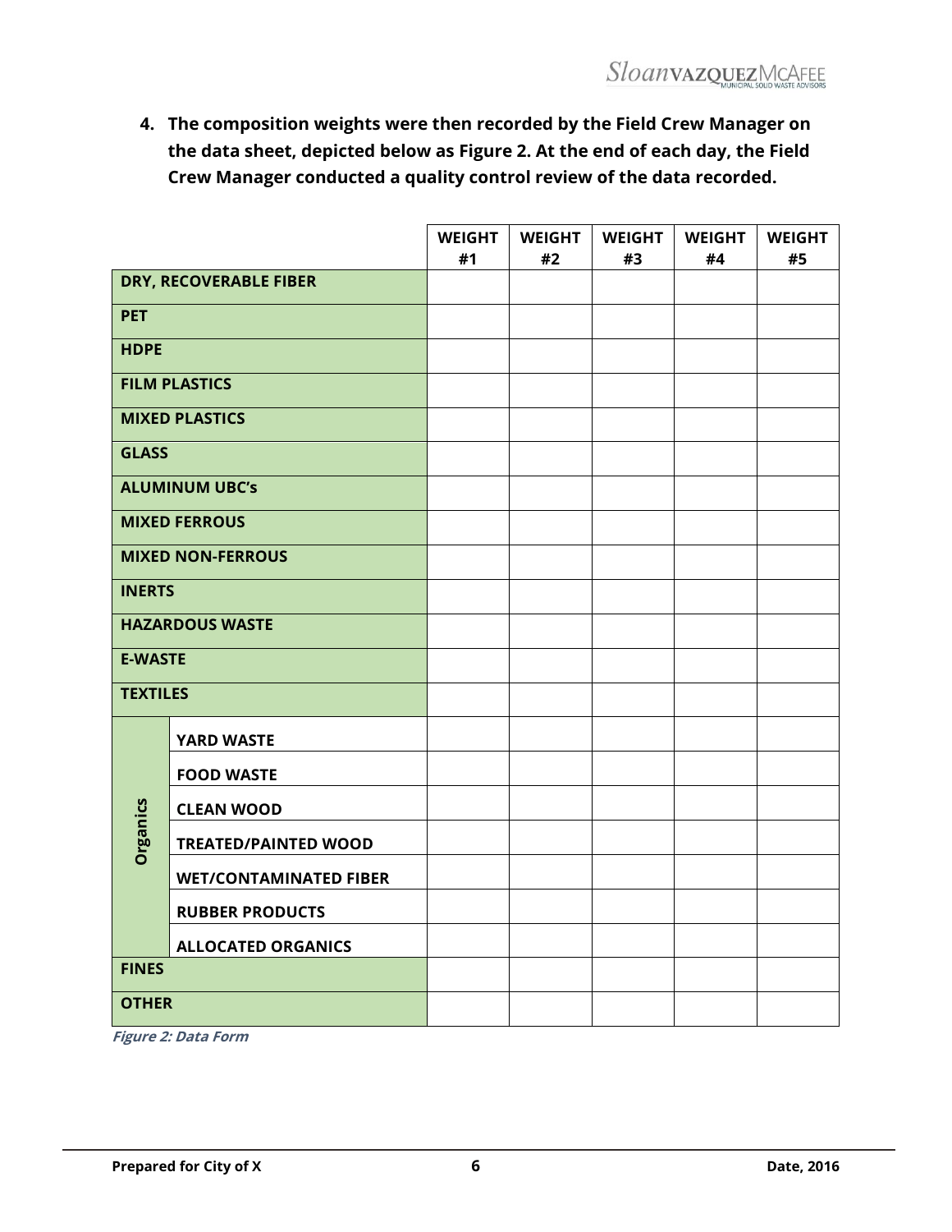4. **The composition weights were then recorded by the Field Crew Manager on the data sheet, depicted below as Figure 2. At the end of each day, the Field Crew Manager conducted a quality control review of the data recorded.**

| | | WEIGHT #1 | WEIGHT #2 | WEIGHT #3 | WEIGHT #4 | WEIGHT #5 |
|---|---|---|---|---|---|---|
| **DRY, RECOVERABLE FIBER** | | | | | | |
| **PET** | | | | | | |
| **HDPE** | | | | | | |
| **FILM PLASTICS** | | | | | | |
| **MIXED PLASTICS** | | | | | | |
| **GLASS** | | | | | | |
| **ALUMINUM UBC's** | | | | | | |
| **MIXED FERROUS** | | | | | | |
| **MIXED NON-FERROUS** | | | | | | |
| **INERTS** | | | | | | |
| **HAZARDOUS WASTE** | | | | | | |
| **E-WASTE** | | | | | | |
| **TEXTILES** | | | | | | |
| **Organics** | **YARD WASTE** | | | | | |
| | **FOOD WASTE** | | | | | |
| | **CLEAN WOOD** | | | | | |
| | **TREATED/PAINTED WOOD** | | | | | |
| | **WET/CONTAMINATED FIBER** | | | | | |
| | **RUBBER PRODUCTS** | | | | | |
| | **ALLOCATED ORGANICS** | | | | | |
| **FINES** | | | | | | |
| **OTHER** | | | | | | |

***Figure 2: Data Form***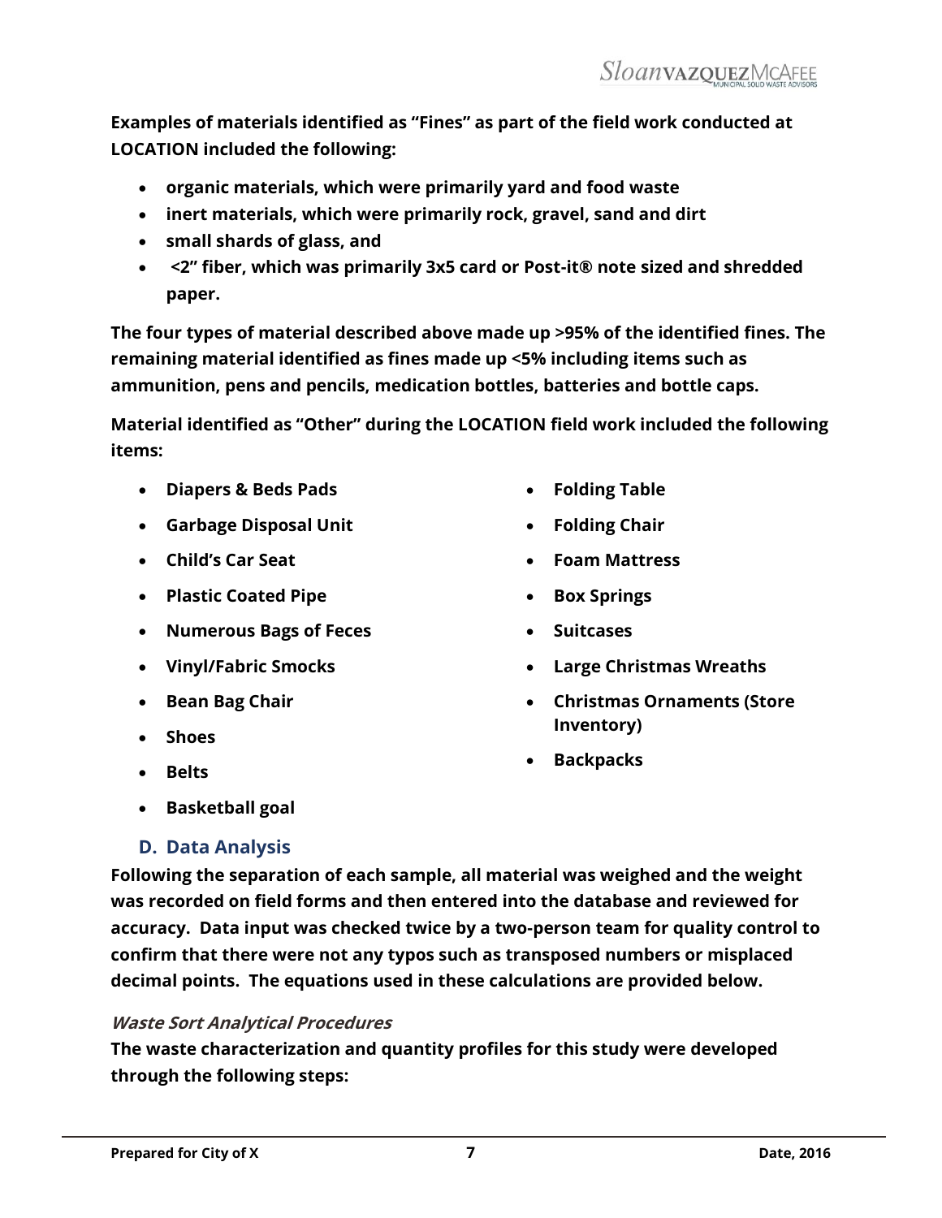**Examples of materials identified as "Fines" as part of the field work conducted at LOCATION included the following:**

- **organic materials, which were primarily yard and food waste**
- **inert materials, which were primarily rock, gravel, sand and dirt**
- **small shards of glass, and**
- **<2" fiber, which was primarily 3x5 card or Post-it® note sized and shredded paper.**

**The four types of material described above made up >95% of the identified fines. The remaining material identified as fines made up <5% including items such as ammunition, pens and pencils, medication bottles, batteries and bottle caps.**

**Material identified as "Other" during the LOCATION field work included the following items:**

- **Diapers & Beds Pads**
- **Garbage Disposal Unit**
- **Child's Car Seat**
- **Plastic Coated Pipe**
- **Numerous Bags of Feces**
- **Vinyl/Fabric Smocks**
- **Bean Bag Chair**
- **Shoes**
- **Belts**
- **Basketball goal**
- **Folding Table**
- **Folding Chair**
- **Foam Mattress**
- **Box Springs**
- **Suitcases**
- **Large Christmas Wreaths**
- **Christmas Ornaments (Store Inventory)**
- **Backpacks**

## D. Data Analysis

**Following the separation of each sample, all material was weighed and the weight was recorded on field forms and then entered into the database and reviewed for accuracy. Data input was checked twice by a two-person team for quality control to confirm that there were not any typos such as transposed numbers or misplaced decimal points. The equations used in these calculations are provided below.**

### *Waste Sort Analytical Procedures*

**The waste characterization and quantity profiles for this study were developed through the following steps:**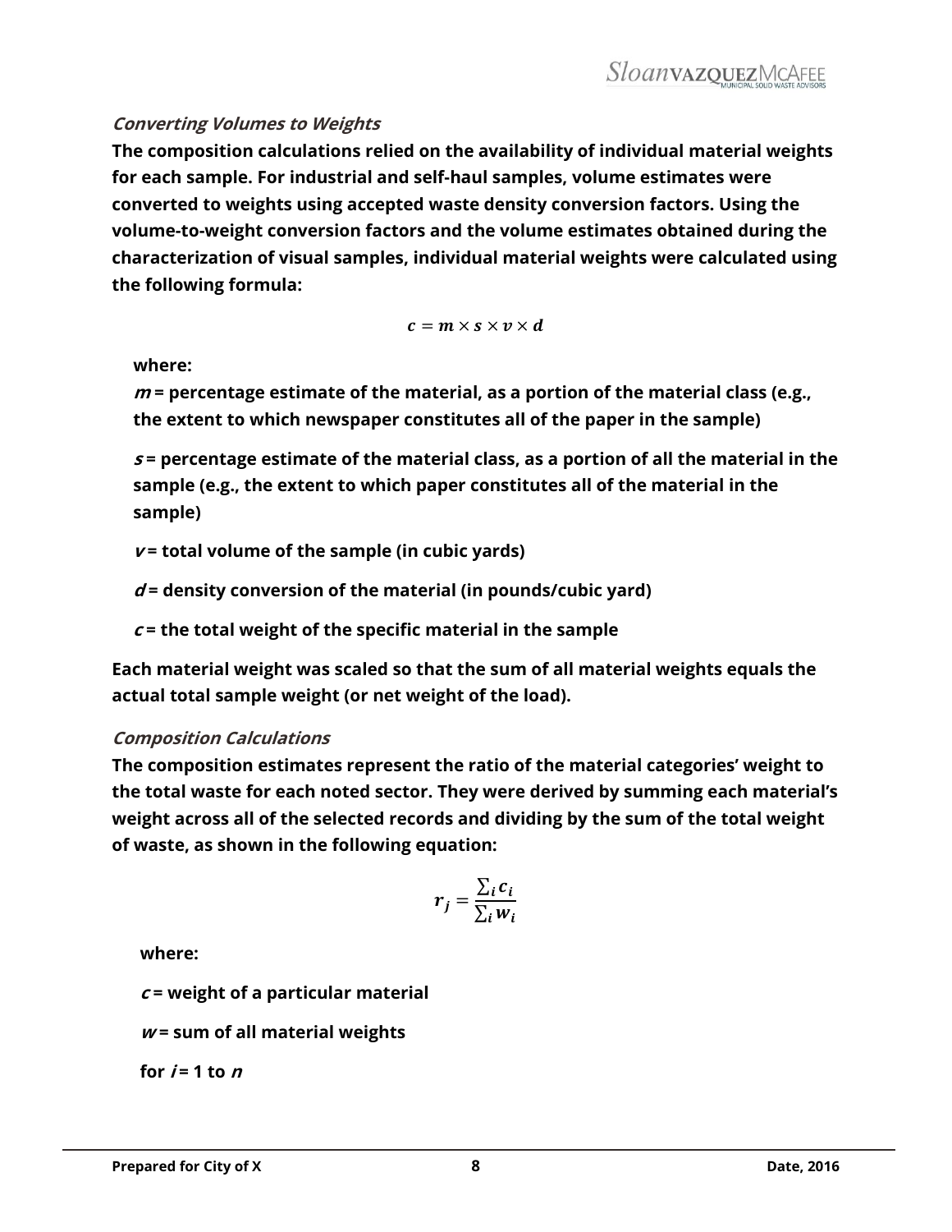### *Converting Volumes to Weights*

**The composition calculations relied on the availability of individual material weights for each sample. For industrial and self-haul samples, volume estimates were converted to weights using accepted waste density conversion factors. Using the volume-to-weight conversion factors and the volume estimates obtained during the characterization of visual samples, individual material weights were calculated using the following formula:**

$$c = m \times s \times v \times d$$

**where:**

***m*** **= percentage estimate of the material, as a portion of the material class (e.g., the extent to which newspaper constitutes all of the paper in the sample)**

***s*** **= percentage estimate of the material class, as a portion of all the material in the sample (e.g., the extent to which paper constitutes all of the material in the sample)**

***v*** **= total volume of the sample (in cubic yards)**

***d*** **= density conversion of the material (in pounds/cubic yard)**

***c*** **= the total weight of the specific material in the sample**

**Each material weight was scaled so that the sum of all material weights equals the actual total sample weight (or net weight of the load).**

### *Composition Calculations*

**The composition estimates represent the ratio of the material categories' weight to the total waste for each noted sector. They were derived by summing each material's weight across all of the selected records and dividing by the sum of the total weight of waste, as shown in the following equation:**

$$r_j = \frac{\sum_i c_i}{\sum_i w_i}$$

**where:**

***c*** **= weight of a particular material**

***w*** **= sum of all material weights**

**for** $i$ **= 1 to** $n$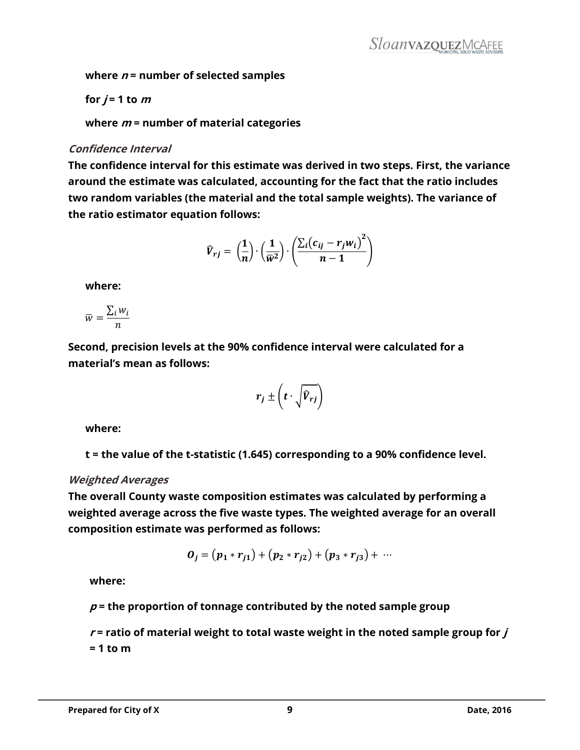**where $n$ = number of selected samples**

**for $j$ = 1 to $m$**

**where $m$ = number of material categories**

### *Confidence Interval*

**The confidence interval for this estimate was derived in two steps. First, the variance around the estimate was calculated, accounting for the fact that the ratio includes two random variables (the material and the total sample weights). The variance of the ratio estimator equation follows:**

$$\widehat{V}_{rj} = \left(\frac{1}{n}\right) \cdot \left(\frac{1}{\overline{w}^2}\right) \cdot \left(\frac{\sum_i \left(c_{ij} - r_j w_i\right)^2}{n-1}\right)$$

**where:**

$$\overline{w} = \frac{\sum_i w_i}{n}$$

**Second, precision levels at the 90% confidence interval were calculated for a material's mean as follows:**

$$r_j \pm \left(t \cdot \sqrt{\widehat{V}_{rj}}\right)$$

**where:**

**t = the value of the t-statistic (1.645) corresponding to a 90% confidence level.**

### *Weighted Averages*

**The overall County waste composition estimates was calculated by performing a weighted average across the five waste types. The weighted average for an overall composition estimate was performed as follows:**

$$O_j = \left(p_1 * r_{j1}\right) + \left(p_2 * r_{j2}\right) + \left(p_3 * r_{j3}\right) + \cdots$$

**where:**

**$p$ = the proportion of tonnage contributed by the noted sample group**

**$r$ = ratio of material weight to total waste weight in the noted sample group for $j$ = 1 to m**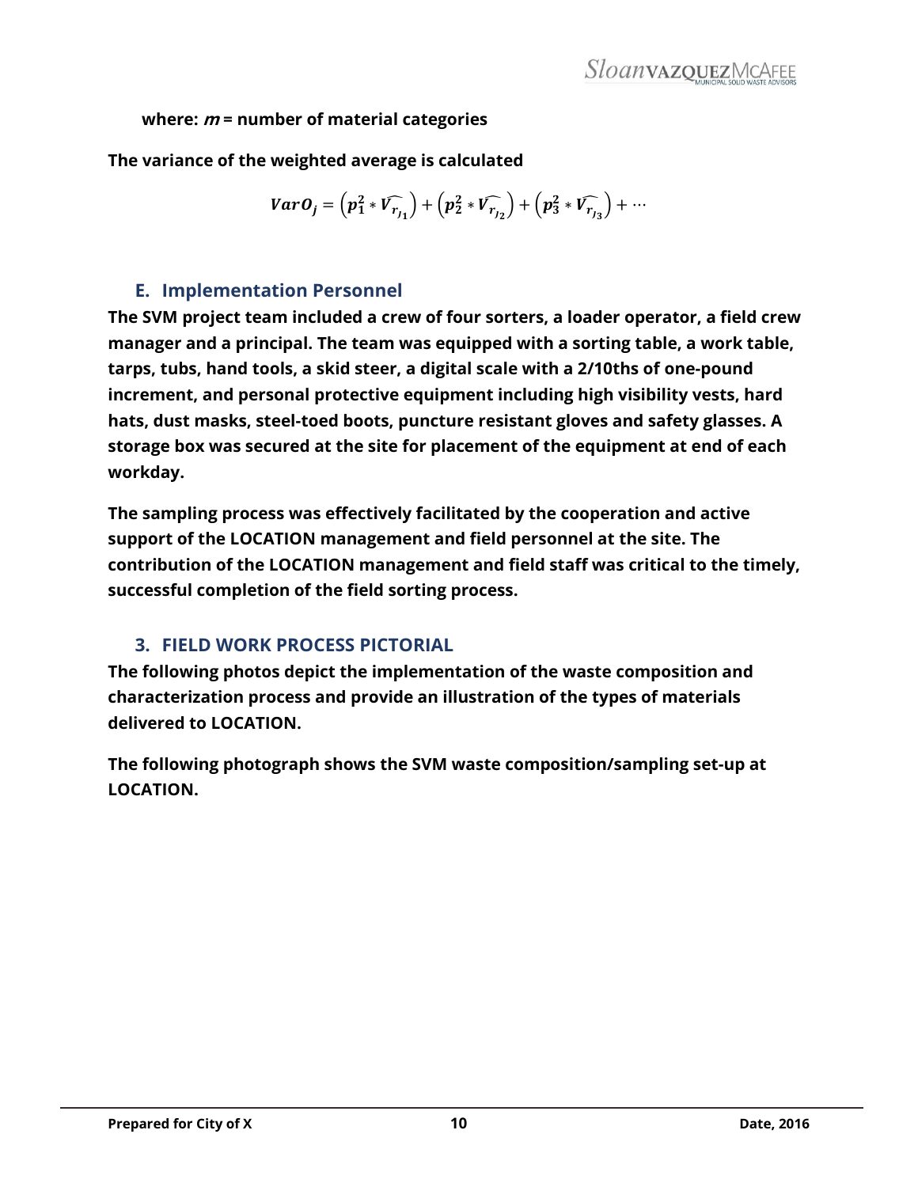where: $m$ = number of material categories

The variance of the weighted average is calculated

$$VarO_j = \left(p_1^2 * \widehat{V_{r_{j_1}}}\right) + \left(p_2^2 * \widehat{V_{r_{j_2}}}\right) + \left(p_3^2 * \widehat{V_{r_{j_3}}}\right) + \cdots$$

## E. Implementation Personnel

The SVM project team included a crew of four sorters, a loader operator, a field crew manager and a principal. The team was equipped with a sorting table, a work table, tarps, tubs, hand tools, a skid steer, a digital scale with a 2/10ths of one-pound increment, and personal protective equipment including high visibility vests, hard hats, dust masks, steel-toed boots, puncture resistant gloves and safety glasses. A storage box was secured at the site for placement of the equipment at end of each workday.

The sampling process was effectively facilitated by the cooperation and active support of the LOCATION management and field personnel at the site. The contribution of the LOCATION management and field staff was critical to the timely, successful completion of the field sorting process.

# 3. FIELD WORK PROCESS PICTORIAL

The following photos depict the implementation of the waste composition and characterization process and provide an illustration of the types of materials delivered to LOCATION.

The following photograph shows the SVM waste composition/sampling set-up at LOCATION.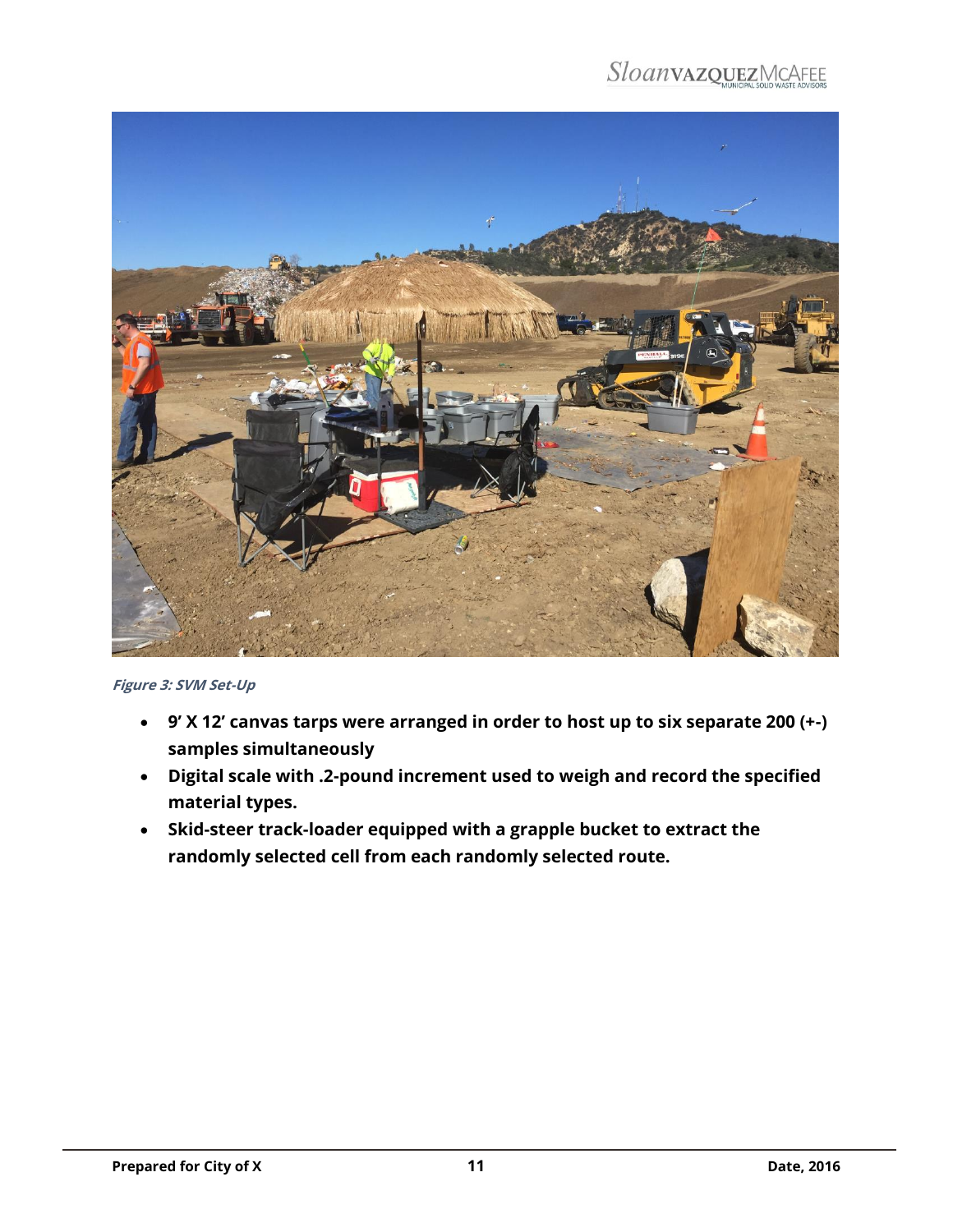*Figure 3: SVM Set-Up*

- **9' X 12' canvas tarps were arranged in order to host up to six separate 200 (+-) samples simultaneously**
- **Digital scale with .2-pound increment used to weigh and record the specified material types.**
- **Skid-steer track-loader equipped with a grapple bucket to extract the randomly selected cell from each randomly selected route.**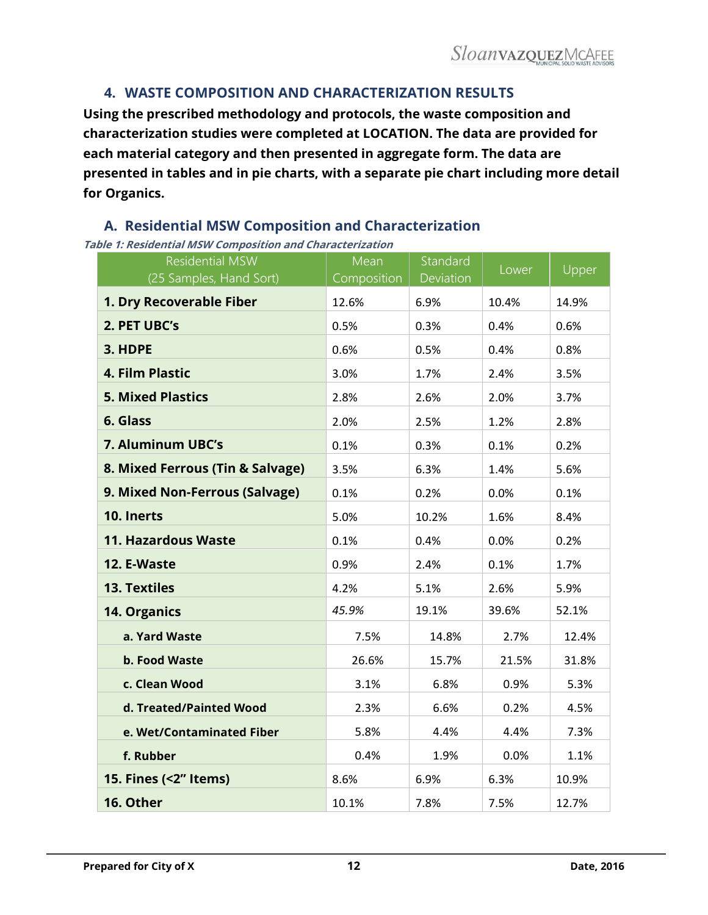## 4. WASTE COMPOSITION AND CHARACTERIZATION RESULTS

**Using the prescribed methodology and protocols, the waste composition and characterization studies were completed at LOCATION. The data are provided for each material category and then presented in aggregate form. The data are presented in tables and in pie charts, with a separate pie chart including more detail for Organics.**

### A. Residential MSW Composition and Characterization

*Table 1: Residential MSW Composition and Characterization*

| Residential MSW (25 Samples, Hand Sort) | Mean Composition | Standard Deviation | Lower | Upper |
|---|---|---|---|---|
| **1. Dry Recoverable Fiber** | 12.6% | 6.9% | 10.4% | 14.9% |
| **2. PET UBC's** | 0.5% | 0.3% | 0.4% | 0.6% |
| **3. HDPE** | 0.6% | 0.5% | 0.4% | 0.8% |
| **4. Film Plastic** | 3.0% | 1.7% | 2.4% | 3.5% |
| **5. Mixed Plastics** | 2.8% | 2.6% | 2.0% | 3.7% |
| **6. Glass** | 2.0% | 2.5% | 1.2% | 2.8% |
| **7. Aluminum UBC's** | 0.1% | 0.3% | 0.1% | 0.2% |
| **8. Mixed Ferrous (Tin & Salvage)** | 3.5% | 6.3% | 1.4% | 5.6% |
| **9. Mixed Non-Ferrous (Salvage)** | 0.1% | 0.2% | 0.0% | 0.1% |
| **10. Inerts** | 5.0% | 10.2% | 1.6% | 8.4% |
| **11. Hazardous Waste** | 0.1% | 0.4% | 0.0% | 0.2% |
| **12. E-Waste** | 0.9% | 2.4% | 0.1% | 1.7% |
| **13. Textiles** | 4.2% | 5.1% | 2.6% | 5.9% |
| **14. Organics** | *45.9%* | 19.1% | 39.6% | 52.1% |
| **a. Yard Waste** | 7.5% | 14.8% | 2.7% | 12.4% |
| **b. Food Waste** | 26.6% | 15.7% | 21.5% | 31.8% |
| **c. Clean Wood** | 3.1% | 6.8% | 0.9% | 5.3% |
| **d. Treated/Painted Wood** | 2.3% | 6.6% | 0.2% | 4.5% |
| **e. Wet/Contaminated Fiber** | 5.8% | 4.4% | 4.4% | 7.3% |
| **f. Rubber** | 0.4% | 1.9% | 0.0% | 1.1% |
| **15. Fines (<2" Items)** | 8.6% | 6.9% | 6.3% | 10.9% |
| **16. Other** | 10.1% | 7.8% | 7.5% | 12.7% |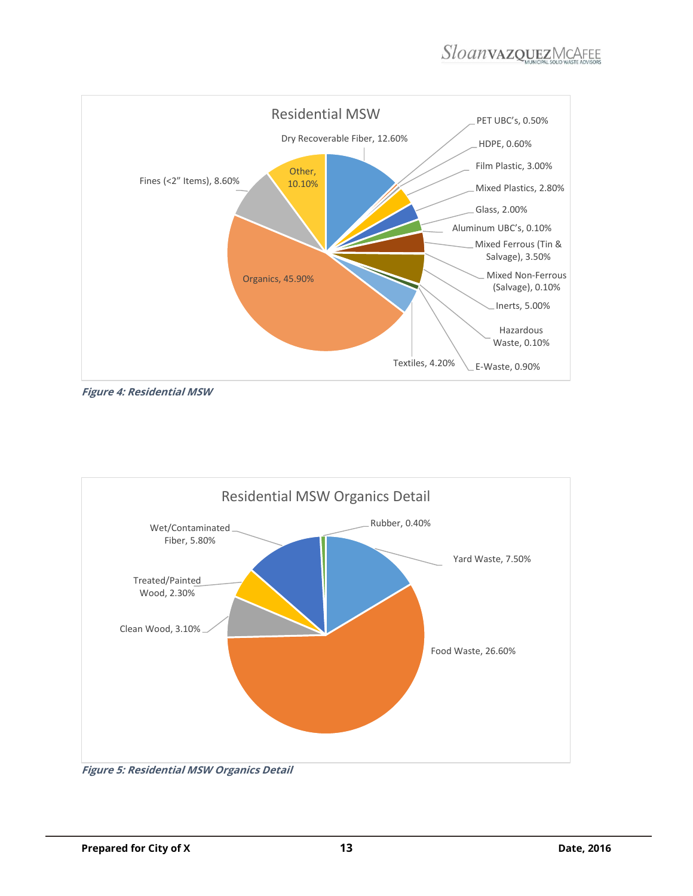Residential MSW

Dry Recoverable Fiber, 12.60%
PET UBC's, 0.50%
HDPE, 0.60%
Film Plastic, 3.00%
Mixed Plastics, 2.80%
Glass, 2.00%
Aluminum UBC's, 0.10%
Mixed Ferrous (Tin & Salvage), 3.50%
Mixed Non-Ferrous (Salvage), 0.10%
Inerts, 5.00%
Hazardous Waste, 0.10%
E-Waste, 0.90%
Textiles, 4.20%
Organics, 45.90%
Fines (<2" Items), 8.60%
Other, 10.10%

***Figure 4: Residential MSW***

Residential MSW Organics Detail

Rubber, 0.40%
Yard Waste, 7.50%
Food Waste, 26.60%
Clean Wood, 3.10%
Treated/Painted Wood, 2.30%
Wet/Contaminated Fiber, 5.80%

***Figure 5: Residential MSW Organics Detail***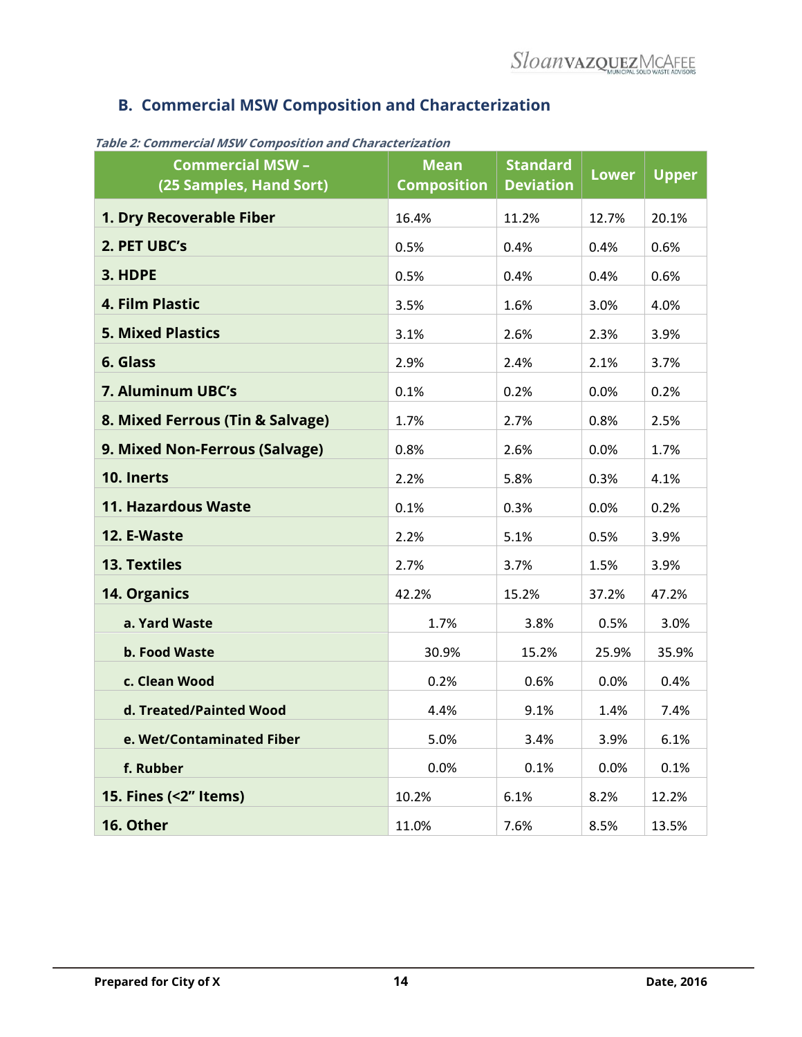## B. Commercial MSW Composition and Characterization

*Table 2: Commercial MSW Composition and Characterization*

| Commercial MSW – (25 Samples, Hand Sort) | Mean Composition | Standard Deviation | Lower | Upper |
|---|---|---|---|---|
| **1. Dry Recoverable Fiber** | 16.4% | 11.2% | 12.7% | 20.1% |
| **2. PET UBC's** | 0.5% | 0.4% | 0.4% | 0.6% |
| **3. HDPE** | 0.5% | 0.4% | 0.4% | 0.6% |
| **4. Film Plastic** | 3.5% | 1.6% | 3.0% | 4.0% |
| **5. Mixed Plastics** | 3.1% | 2.6% | 2.3% | 3.9% |
| **6. Glass** | 2.9% | 2.4% | 2.1% | 3.7% |
| **7. Aluminum UBC's** | 0.1% | 0.2% | 0.0% | 0.2% |
| **8. Mixed Ferrous (Tin & Salvage)** | 1.7% | 2.7% | 0.8% | 2.5% |
| **9. Mixed Non-Ferrous (Salvage)** | 0.8% | 2.6% | 0.0% | 1.7% |
| **10. Inerts** | 2.2% | 5.8% | 0.3% | 4.1% |
| **11. Hazardous Waste** | 0.1% | 0.3% | 0.0% | 0.2% |
| **12. E-Waste** | 2.2% | 5.1% | 0.5% | 3.9% |
| **13. Textiles** | 2.7% | 3.7% | 1.5% | 3.9% |
| **14. Organics** | 42.2% | 15.2% | 37.2% | 47.2% |
| **a. Yard Waste** | 1.7% | 3.8% | 0.5% | 3.0% |
| **b. Food Waste** | 30.9% | 15.2% | 25.9% | 35.9% |
| **c. Clean Wood** | 0.2% | 0.6% | 0.0% | 0.4% |
| **d. Treated/Painted Wood** | 4.4% | 9.1% | 1.4% | 7.4% |
| **e. Wet/Contaminated Fiber** | 5.0% | 3.4% | 3.9% | 6.1% |
| **f. Rubber** | 0.0% | 0.1% | 0.0% | 0.1% |
| **15. Fines (<2" Items)** | 10.2% | 6.1% | 8.2% | 12.2% |
| **16. Other** | 11.0% | 7.6% | 8.5% | 13.5% |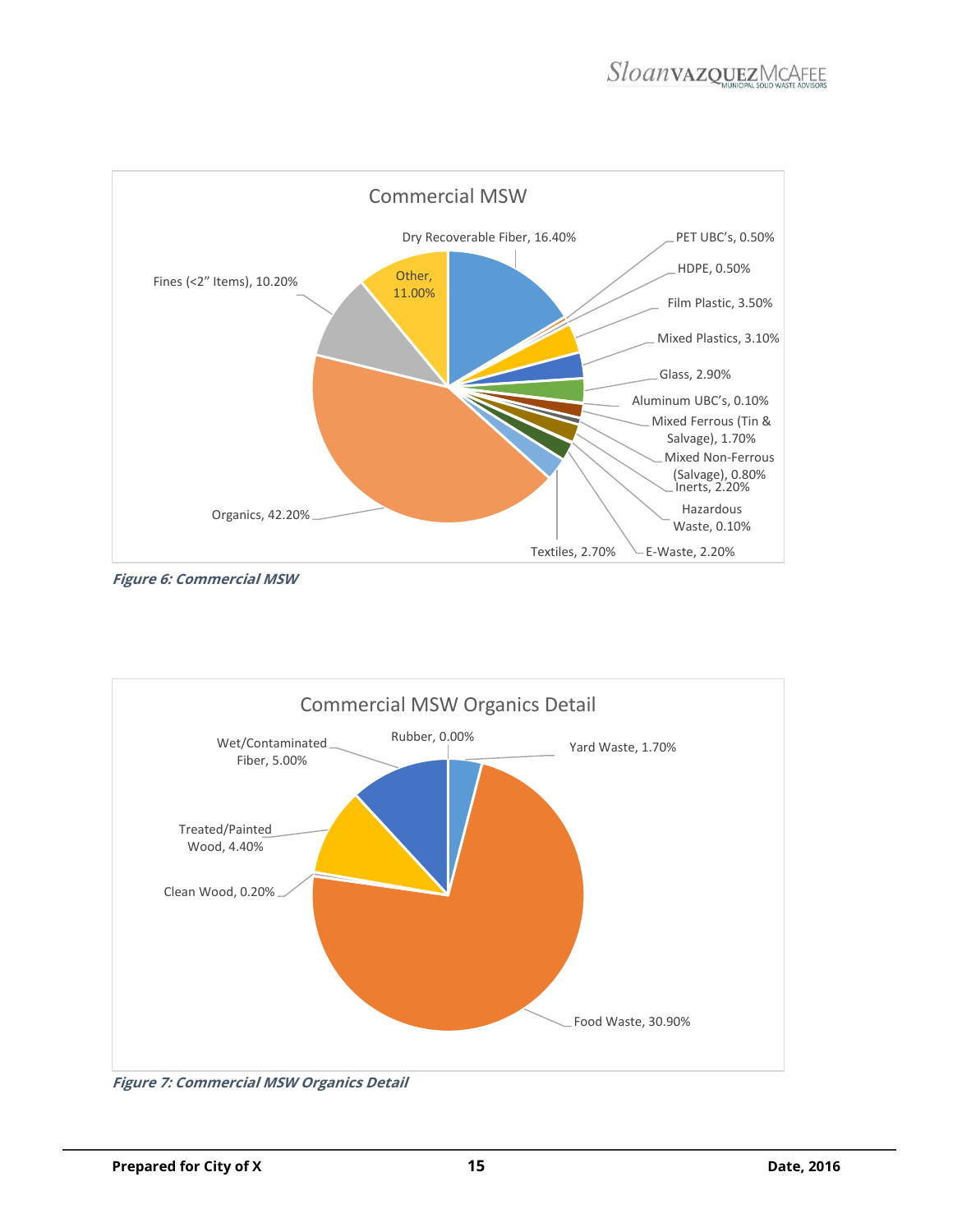Commercial MSW

Dry Recoverable Fiber, 16.40%
PET UBC's, 0.50%
HDPE, 0.50%
Film Plastic, 3.50%
Mixed Plastics, 3.10%
Glass, 2.90%
Aluminum UBC's, 0.10%
Mixed Ferrous (Tin & Salvage), 1.70%
Mixed Non-Ferrous (Salvage), 0.80%
Inerts, 2.20%
Hazardous Waste, 0.10%
E-Waste, 2.20%
Textiles, 2.70%
Organics, 42.20%
Fines (<2" Items), 10.20%
Other, 11.00%

*Figure 6: Commercial MSW*

Commercial MSW Organics Detail

Rubber, 0.00%
Yard Waste, 1.70%
Wet/Contaminated Fiber, 5.00%
Treated/Painted Wood, 4.40%
Clean Wood, 0.20%
Food Waste, 30.90%

*Figure 7: Commercial MSW Organics Detail*